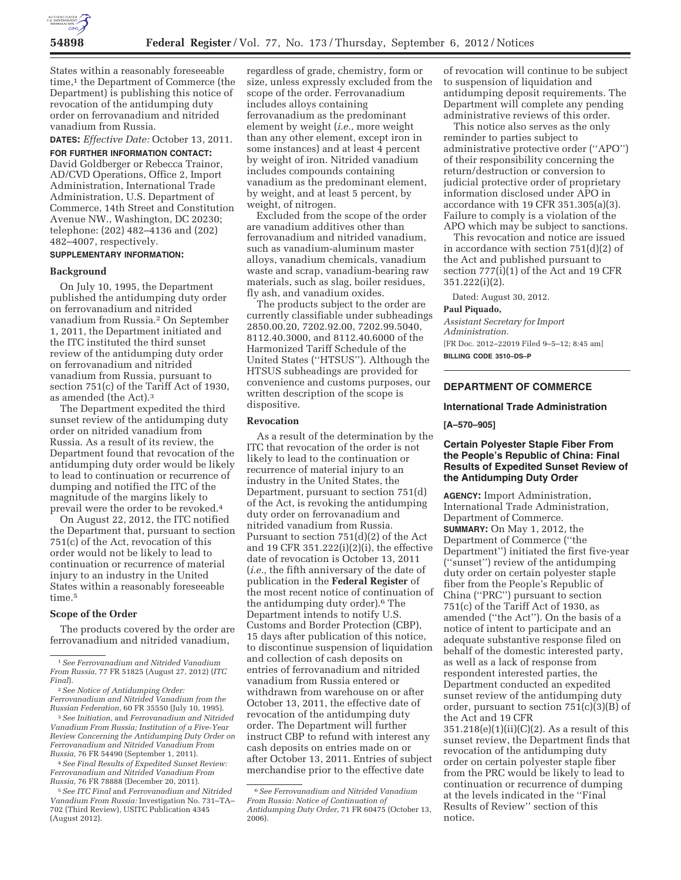States within a reasonably foreseeable time,[1] the Department of Commerce (the Department) is publishing this notice of revocation of the antidumping duty order on ferrovanadium and nitrided vanadium from Russia.

**DATES:** *Effective Date:* October 13, 2011.

**FOR FURTHER INFORMATION CONTACT:** David Goldberger or Rebecca Trainor, AD/CVD Operations, Office 2, Import Administration, International Trade Administration, U.S. Department of Commerce, 14th Street and Constitution Avenue NW., Washington, DC 20230; telephone: (202) 482–4136 and (202) 482–4007, respectively.

**SUPPLEMENTARY INFORMATION:**

## Background

On July 10, 1995, the Department published the antidumping duty order on ferrovanadium and nitrided vanadium from Russia.[2] On September 1, 2011, the Department initiated and the ITC instituted the third sunset review of the antidumping duty order on ferrovanadium and nitrided vanadium from Russia, pursuant to section 751(c) of the Tariff Act of 1930, as amended (the Act).[3]

The Department expedited the third sunset review of the antidumping duty order on nitrided vanadium from Russia. As a result of its review, the Department found that revocation of the antidumping duty order would be likely to lead to continuation or recurrence of dumping and notified the ITC of the magnitude of the margins likely to prevail were the order to be revoked.[4]

On August 22, 2012, the ITC notified the Department that, pursuant to section 751(c) of the Act, revocation of this order would not be likely to lead to continuation or recurrence of material injury to an industry in the United States within a reasonably foreseeable time.[5]

## Scope of the Order

The products covered by the order are ferrovanadium and nitrided vanadium, regardless of grade, chemistry, form or size, unless expressly excluded from the scope of the order. Ferrovanadium includes alloys containing ferrovanadium as the predominant element by weight (*i.e.,* more weight than any other element, except iron in some instances) and at least 4 percent by weight of iron. Nitrided vanadium includes compounds containing vanadium as the predominant element, by weight, and at least 5 percent, by weight, of nitrogen.

Excluded from the scope of the order are vanadium additives other than ferrovanadium and nitrided vanadium, such as vanadium-aluminum master alloys, vanadium chemicals, vanadium waste and scrap, vanadium-bearing raw materials, such as slag, boiler residues, fly ash, and vanadium oxides.

The products subject to the order are currently classifiable under subheadings 2850.00.20, 7202.92.00, 7202.99.5040, 8112.40.3000, and 8112.40.6000 of the Harmonized Tariff Schedule of the United States ("HTSUS"). Although the HTSUS subheadings are provided for convenience and customs purposes, our written description of the scope is dispositive.

## Revocation

As a result of the determination by the ITC that revocation of the order is not likely to lead to the continuation or recurrence of material injury to an industry in the United States, the Department, pursuant to section 751(d) of the Act, is revoking the antidumping duty order on ferrovanadium and nitrided vanadium from Russia. Pursuant to section 751(d)(2) of the Act and 19 CFR 351.222(i)(2)(i), the effective date of revocation is October 13, 2011 (*i.e.,* the fifth anniversary of the date of publication in the **Federal Register** of the most recent notice of continuation of the antidumping duty order).[6] The Department intends to notify U.S. Customs and Border Protection (CBP), 15 days after publication of this notice, to discontinue suspension of liquidation and collection of cash deposits on entries of ferrovanadium and nitrided vanadium from Russia entered or withdrawn from warehouse on or after October 13, 2011, the effective date of revocation of the antidumping duty order. The Department will further instruct CBP to refund with interest any cash deposits on entries made on or after October 13, 2011. Entries of subject merchandise prior to the effective date of revocation will continue to be subject to suspension of liquidation and antidumping deposit requirements. The Department will complete any pending administrative reviews of this order.

This notice also serves as the only reminder to parties subject to administrative protective order ("APO") of their responsibility concerning the return/destruction or conversion to judicial protective order of proprietary information disclosed under APO in accordance with 19 CFR 351.305(a)(3). Failure to comply is a violation of the APO which may be subject to sanctions.

This revocation and notice are issued in accordance with section 751(d)(2) of the Act and published pursuant to section 777(i)(1) of the Act and 19 CFR 351.222(i)(2).

Dated: August 30, 2012.

**Paul Piquado,**

*Assistant Secretary for Import Administration.*

[FR Doc. 2012–22019 Filed 9–5–12; 8:45 am]

**BILLING CODE 3510–DS–P**

[1] *See Ferrovanadium and Nitrided Vanadium From Russia,* 77 FR 51825 (August 27, 2012) (*ITC Final*).

[2] *See Notice of Antidumping Order: Ferrovanadium and Nitrided Vanadium from the Russian Federation,* 60 FR 35550 (July 10, 1995).

[3] *See Initiation,* and *Ferrovanadium and Nitrided Vanadium From Russia; Institution of a Five-Year Review Concerning the Antidumping Duty Order on Ferrovanadium and Nitrided Vanadium From Russia,* 76 FR 54490 (September 1, 2011).

[4] *See Final Results of Expedited Sunset Review: Ferrovanadium and Nitrided Vanadium From Russia,* 76 FR 78888 (December 20, 2011).

[5] *See ITC Final* and *Ferrovanadium and Nitrided Vanadium From Russia:* Investigation No. 731–TA–702 (Third Review), USITC Publication 4345 (August 2012).

[6] *See Ferrovanadium and Nitrided Vanadium From Russia: Notice of Continuation of Antidumping Duty Order,* 71 FR 60475 (October 13, 2006).

---

## DEPARTMENT OF COMMERCE

### International Trade Administration

**[A–570–905]**

### Certain Polyester Staple Fiber From the People's Republic of China: Final Results of Expedited Sunset Review of the Antidumping Duty Order

**AGENCY:** Import Administration, International Trade Administration, Department of Commerce.

**SUMMARY:** On May 1, 2012, the Department of Commerce ("the Department") initiated the first five-year ("sunset") review of the antidumping duty order on certain polyester staple fiber from the People's Republic of China ("PRC") pursuant to section 751(c) of the Tariff Act of 1930, as amended ("the Act"). On the basis of a notice of intent to participate and an adequate substantive response filed on behalf of the domestic interested party, as well as a lack of response from respondent interested parties, the Department conducted an expedited sunset review of the antidumping duty order, pursuant to section 751(c)(3)(B) of the Act and 19 CFR 351.218(e)(1)(ii)(C)(2). As a result of this sunset review, the Department finds that revocation of the antidumping duty order on certain polyester staple fiber from the PRC would be likely to lead to continuation or recurrence of dumping at the levels indicated in the "Final Results of Review" section of this notice.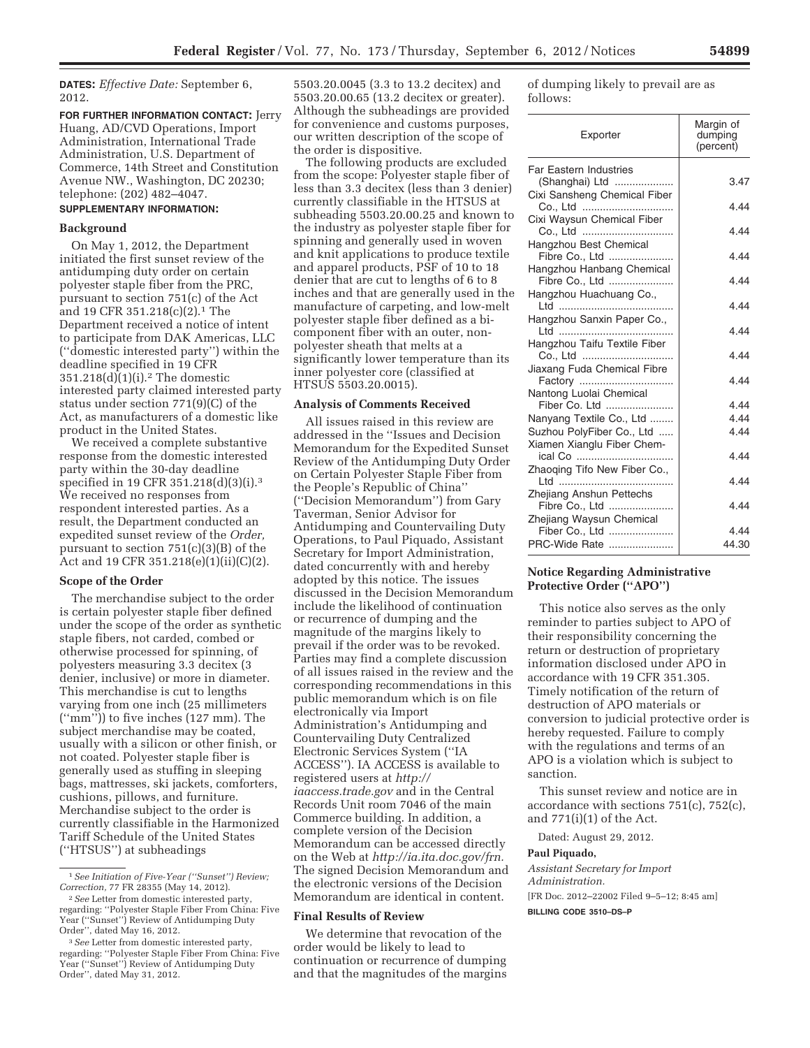**DATES:** *Effective Date:* September 6, 2012.

**FOR FURTHER INFORMATION CONTACT:** Jerry Huang, AD/CVD Operations, Import Administration, International Trade Administration, U.S. Department of Commerce, 14th Street and Constitution Avenue NW., Washington, DC 20230; telephone: (202) 482–4047.

**SUPPLEMENTARY INFORMATION:**

## Background

On May 1, 2012, the Department initiated the first sunset review of the antidumping duty order on certain polyester staple fiber from the PRC, pursuant to section 751(c) of the Act and 19 CFR 351.218(c)(2).[1] The Department received a notice of intent to participate from DAK Americas, LLC (''domestic interested party'') within the deadline specified in 19 CFR 351.218(d)(1)(i).[2] The domestic interested party claimed interested party status under section 771(9)(C) of the Act, as manufacturers of a domestic like product in the United States.

We received a complete substantive response from the domestic interested party within the 30-day deadline specified in 19 CFR 351.218(d)(3)(i).[3] We received no responses from respondent interested parties. As a result, the Department conducted an expedited sunset review of the *Order,* pursuant to section 751(c)(3)(B) of the Act and 19 CFR 351.218(e)(1)(ii)(C)(2).

## Scope of the Order

The merchandise subject to the order is certain polyester staple fiber defined under the scope of the order as synthetic staple fibers, not carded, combed or otherwise processed for spinning, of polyesters measuring 3.3 decitex (3 denier, inclusive) or more in diameter. This merchandise is cut to lengths varying from one inch (25 millimeters (''mm'')) to five inches (127 mm). The subject merchandise may be coated, usually with a silicon or other finish, or not coated. Polyester staple fiber is generally used as stuffing in sleeping bags, mattresses, ski jackets, comforters, cushions, pillows, and furniture. Merchandise subject to the order is currently classifiable in the Harmonized Tariff Schedule of the United States (''HTSUS'') at subheadings 5503.20.0045 (3.3 to 13.2 decitex) and 5503.20.00.65 (13.2 decitex or greater). Although the subheadings are provided for convenience and customs purposes, our written description of the scope of the order is dispositive.

The following products are excluded from the scope: Polyester staple fiber of less than 3.3 decitex (less than 3 denier) currently classifiable in the HTSUS at subheading 5503.20.00.25 and known to the industry as polyester staple fiber for spinning and generally used in woven and knit applications to produce textile and apparel products, PSF of 10 to 18 denier that are cut to lengths of 6 to 8 inches and that are generally used in the manufacture of carpeting, and low-melt polyester staple fiber defined as a bi-component fiber with an outer, non-polyester sheath that melts at a significantly lower temperature than its inner polyester core (classified at HTSUS 5503.20.0015).

## Analysis of Comments Received

All issues raised in this review are addressed in the ''Issues and Decision Memorandum for the Expedited Sunset Review of the Antidumping Duty Order on Certain Polyester Staple Fiber from the People's Republic of China'' (''Decision Memorandum'') from Gary Taverman, Senior Advisor for Antidumping and Countervailing Duty Operations, to Paul Piquado, Assistant Secretary for Import Administration, dated concurrently with and hereby adopted by this notice. The issues discussed in the Decision Memorandum include the likelihood of continuation or recurrence of dumping and the magnitude of the margins likely to prevail if the order was to be revoked. Parties may find a complete discussion of all issues raised in the review and the corresponding recommendations in this public memorandum which is on file electronically via Import Administration's Antidumping and Countervailing Duty Centralized Electronic Services System (''IA ACCESS''). IA ACCESS is available to registered users at *http://iaaccess.trade.gov* and in the Central Records Unit room 7046 of the main Commerce building. In addition, a complete version of the Decision Memorandum can be accessed directly on the Web at *http://ia.ita.doc.gov/frn.* The signed Decision Memorandum and the electronic versions of the Decision Memorandum are identical in content.

## Final Results of Review

We determine that revocation of the order would be likely to lead to continuation or recurrence of dumping and that the magnitudes of the margins of dumping likely to prevail are as follows:

| Exporter | Margin of dumping (percent) |
|---|---|
| Far Eastern Industries (Shanghai) Ltd | 3.47 |
| Cixi Sansheng Chemical Fiber Co., Ltd | 4.44 |
| Cixi Waysun Chemical Fiber Co., Ltd | 4.44 |
| Hangzhou Best Chemical Fibre Co., Ltd | 4.44 |
| Hangzhou Hanbang Chemical Fibre Co., Ltd | 4.44 |
| Hangzhou Huachuang Co., Ltd | 4.44 |
| Hangzhou Sanxin Paper Co., Ltd | 4.44 |
| Hangzhou Taifu Textile Fiber Co., Ltd | 4.44 |
| Jiaxang Fuda Chemical Fibre Factory | 4.44 |
| Nantong Luolai Chemical Fiber Co. Ltd | 4.44 |
| Nanyang Textile Co., Ltd | 4.44 |
| Suzhou PolyFiber Co., Ltd | 4.44 |
| Xiamen Xianglu Fiber Chemical Co | 4.44 |
| Zhaoqing Tifo New Fiber Co., Ltd | 4.44 |
| Zhejiang Anshun Pettechs Fibre Co., Ltd | 4.44 |
| Zhejiang Waysun Chemical Fiber Co., Ltd | 4.44 |
| PRC-Wide Rate | 44.30 |

## Notice Regarding Administrative Protective Order (''APO'')

This notice also serves as the only reminder to parties subject to APO of their responsibility concerning the return or destruction of proprietary information disclosed under APO in accordance with 19 CFR 351.305. Timely notification of the return of destruction of APO materials or conversion to judicial protective order is hereby requested. Failure to comply with the regulations and terms of an APO is a violation which is subject to sanction.

This sunset review and notice are in accordance with sections 751(c), 752(c), and 771(i)(1) of the Act.

Dated: August 29, 2012.

**Paul Piquado,**

*Assistant Secretary for Import Administration.*

[FR Doc. 2012–22002 Filed 9–5–12; 8:45 am]

**BILLING CODE 3510–DS–P**

---

[1] *See Initiation of Five-Year (''Sunset'') Review; Correction,* 77 FR 28355 (May 14, 2012).

[2] *See* Letter from domestic interested party, regarding: ''Polyester Staple Fiber From China: Five Year (''Sunset'') Review of Antidumping Duty Order'', dated May 16, 2012.

[3] *See* Letter from domestic interested party, regarding: ''Polyester Staple Fiber From China: Five Year (''Sunset'') Review of Antidumping Duty Order'', dated May 31, 2012.